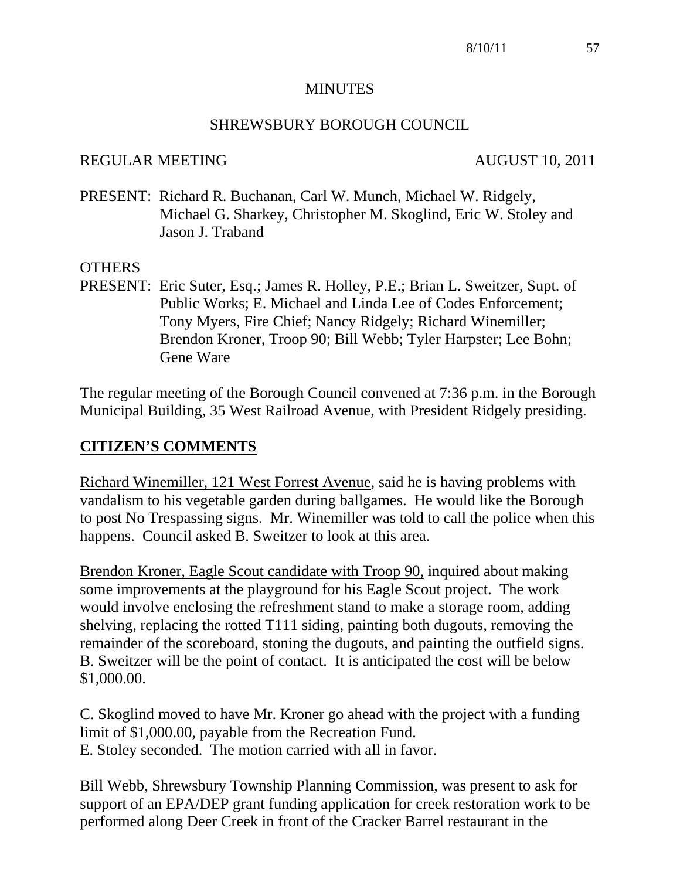# MINUTES

## SHREWSBURY BOROUGH COUNCIL

REGULAR MEETING AUGUST 10, 2011

PRESENT: Richard R. Buchanan, Carl W. Munch, Michael W. Ridgely, Michael G. Sharkey, Christopher M. Skoglind, Eric W. Stoley and Jason J. Traband

OTHERS
PRESENT: Eric Suter, Esq.; James R. Holley, P.E.; Brian L. Sweitzer, Supt. of Public Works; E. Michael and Linda Lee of Codes Enforcement; Tony Myers, Fire Chief; Nancy Ridgely; Richard Winemiller; Brendon Kroner, Troop 90; Bill Webb; Tyler Harpster; Lee Bohn; Gene Ware

The regular meeting of the Borough Council convened at 7:36 p.m. in the Borough Municipal Building, 35 West Railroad Avenue, with President Ridgely presiding.

## CITIZEN'S COMMENTS

Richard Winemiller, 121 West Forrest Avenue, said he is having problems with vandalism to his vegetable garden during ballgames. He would like the Borough to post No Trespassing signs. Mr. Winemiller was told to call the police when this happens. Council asked B. Sweitzer to look at this area.

Brendon Kroner, Eagle Scout candidate with Troop 90, inquired about making some improvements at the playground for his Eagle Scout project. The work would involve enclosing the refreshment stand to make a storage room, adding shelving, replacing the rotted T111 siding, painting both dugouts, removing the remainder of the scoreboard, stoning the dugouts, and painting the outfield signs. B. Sweitzer will be the point of contact. It is anticipated the cost will be below $1,000.00.

C. Skoglind moved to have Mr. Kroner go ahead with the project with a funding limit of $1,000.00, payable from the Recreation Fund.
E. Stoley seconded. The motion carried with all in favor.

Bill Webb, Shrewsbury Township Planning Commission, was present to ask for support of an EPA/DEP grant funding application for creek restoration work to be performed along Deer Creek in front of the Cracker Barrel restaurant in the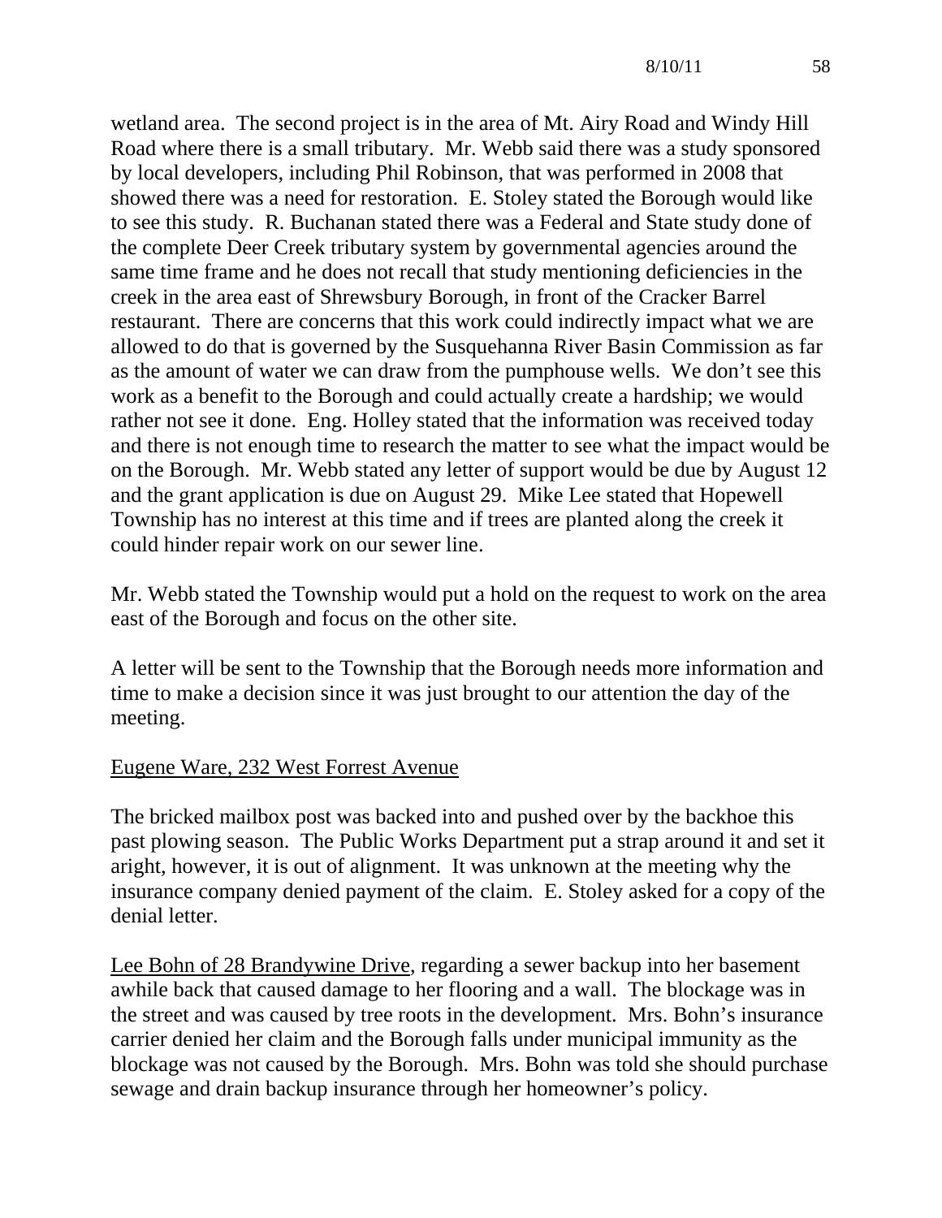wetland area. The second project is in the area of Mt. Airy Road and Windy Hill Road where there is a small tributary. Mr. Webb said there was a study sponsored by local developers, including Phil Robinson, that was performed in 2008 that showed there was a need for restoration. E. Stoley stated the Borough would like to see this study. R. Buchanan stated there was a Federal and State study done of the complete Deer Creek tributary system by governmental agencies around the same time frame and he does not recall that study mentioning deficiencies in the creek in the area east of Shrewsbury Borough, in front of the Cracker Barrel restaurant. There are concerns that this work could indirectly impact what we are allowed to do that is governed by the Susquehanna River Basin Commission as far as the amount of water we can draw from the pumphouse wells. We don't see this work as a benefit to the Borough and could actually create a hardship; we would rather not see it done. Eng. Holley stated that the information was received today and there is not enough time to research the matter to see what the impact would be on the Borough. Mr. Webb stated any letter of support would be due by August 12 and the grant application is due on August 29. Mike Lee stated that Hopewell Township has no interest at this time and if trees are planted along the creek it could hinder repair work on our sewer line.

Mr. Webb stated the Township would put a hold on the request to work on the area east of the Borough and focus on the other site.

A letter will be sent to the Township that the Borough needs more information and time to make a decision since it was just brought to our attention the day of the meeting.

Eugene Ware, 232 West Forrest Avenue

The bricked mailbox post was backed into and pushed over by the backhoe this past plowing season. The Public Works Department put a strap around it and set it aright, however, it is out of alignment. It was unknown at the meeting why the insurance company denied payment of the claim. E. Stoley asked for a copy of the denial letter.

Lee Bohn of 28 Brandywine Drive, regarding a sewer backup into her basement awhile back that caused damage to her flooring and a wall. The blockage was in the street and was caused by tree roots in the development. Mrs. Bohn's insurance carrier denied her claim and the Borough falls under municipal immunity as the blockage was not caused by the Borough. Mrs. Bohn was told she should purchase sewage and drain backup insurance through her homeowner's policy.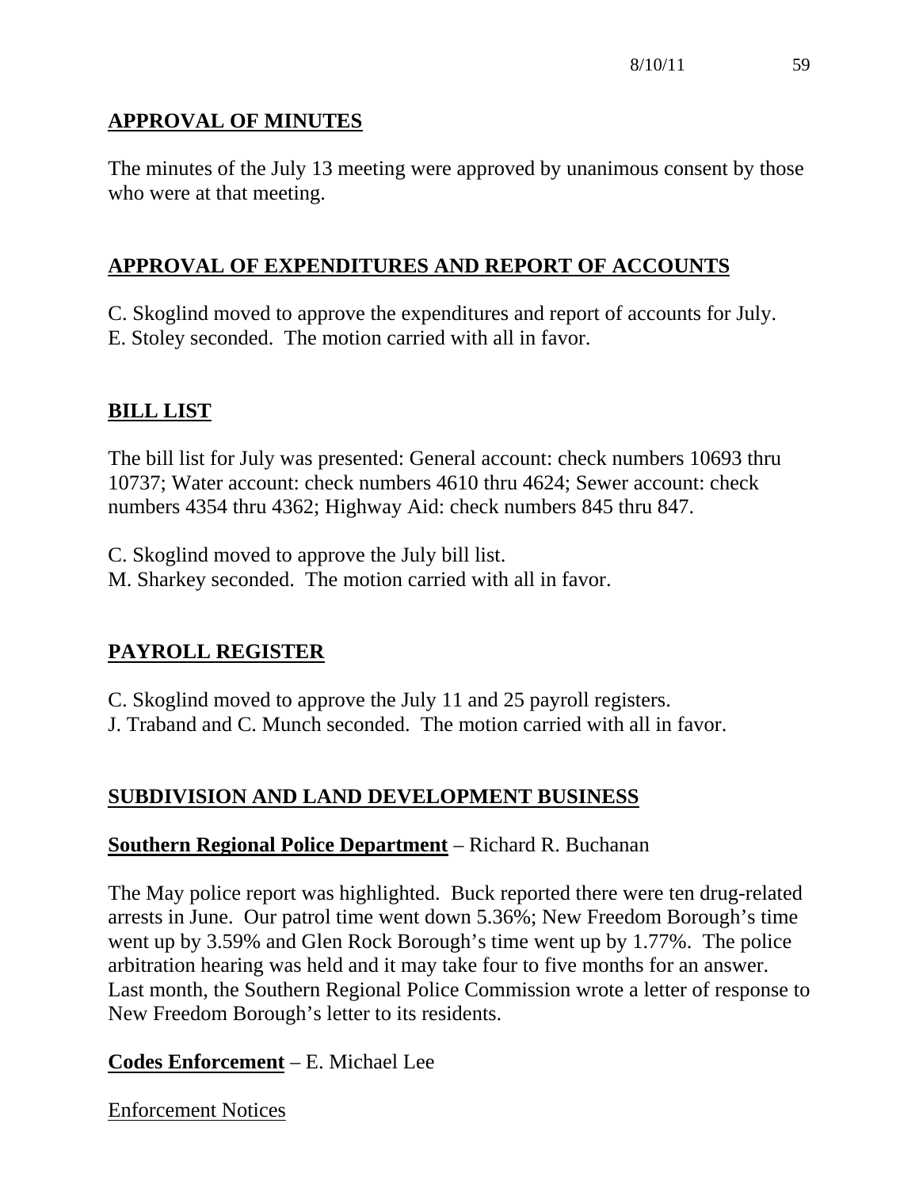## APPROVAL OF MINUTES

The minutes of the July 13 meeting were approved by unanimous consent by those who were at that meeting.

## APPROVAL OF EXPENDITURES AND REPORT OF ACCOUNTS

C. Skoglind moved to approve the expenditures and report of accounts for July.
E. Stoley seconded. The motion carried with all in favor.

## BILL LIST

The bill list for July was presented: General account: check numbers 10693 thru 10737; Water account: check numbers 4610 thru 4624; Sewer account: check numbers 4354 thru 4362; Highway Aid: check numbers 845 thru 847.

C. Skoglind moved to approve the July bill list.
M. Sharkey seconded. The motion carried with all in favor.

## PAYROLL REGISTER

C. Skoglind moved to approve the July 11 and 25 payroll registers.
J. Traband and C. Munch seconded. The motion carried with all in favor.

## SUBDIVISION AND LAND DEVELOPMENT BUSINESS

### Southern Regional Police Department – Richard R. Buchanan

The May police report was highlighted. Buck reported there were ten drug-related arrests in June. Our patrol time went down 5.36%; New Freedom Borough's time went up by 3.59% and Glen Rock Borough's time went up by 1.77%. The police arbitration hearing was held and it may take four to five months for an answer. Last month, the Southern Regional Police Commission wrote a letter of response to New Freedom Borough's letter to its residents.

### Codes Enforcement – E. Michael Lee

Enforcement Notices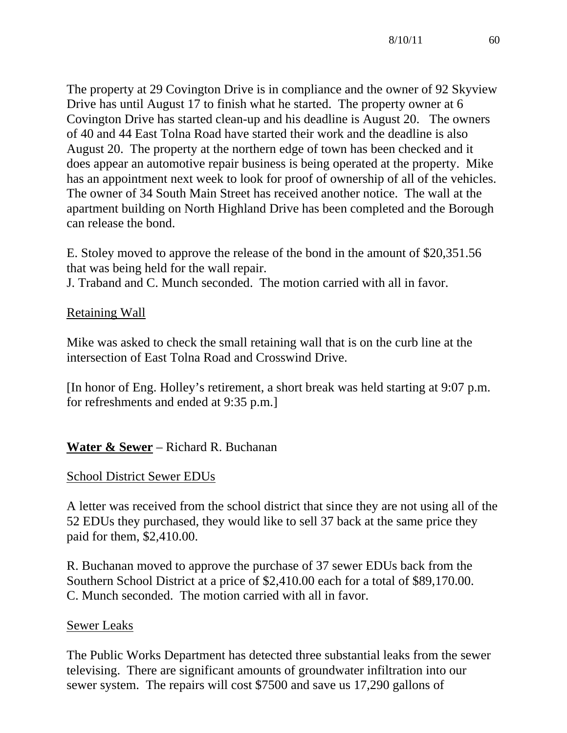The property at 29 Covington Drive is in compliance and the owner of 92 Skyview Drive has until August 17 to finish what he started. The property owner at 6 Covington Drive has started clean-up and his deadline is August 20. The owners of 40 and 44 East Tolna Road have started their work and the deadline is also August 20. The property at the northern edge of town has been checked and it does appear an automotive repair business is being operated at the property. Mike has an appointment next week to look for proof of ownership of all of the vehicles. The owner of 34 South Main Street has received another notice. The wall at the apartment building on North Highland Drive has been completed and the Borough can release the bond.

E. Stoley moved to approve the release of the bond in the amount of $20,351.56 that was being held for the wall repair.
J. Traband and C. Munch seconded. The motion carried with all in favor.

Retaining Wall

Mike was asked to check the small retaining wall that is on the curb line at the intersection of East Tolna Road and Crosswind Drive.

[In honor of Eng. Holley's retirement, a short break was held starting at 9:07 p.m. for refreshments and ended at 9:35 p.m.]

**Water & Sewer** – Richard R. Buchanan

School District Sewer EDUs

A letter was received from the school district that since they are not using all of the 52 EDUs they purchased, they would like to sell 37 back at the same price they paid for them, $2,410.00.

R. Buchanan moved to approve the purchase of 37 sewer EDUs back from the Southern School District at a price of $2,410.00 each for a total of $89,170.00.
C. Munch seconded. The motion carried with all in favor.

Sewer Leaks

The Public Works Department has detected three substantial leaks from the sewer televising. There are significant amounts of groundwater infiltration into our sewer system. The repairs will cost $7500 and save us 17,290 gallons of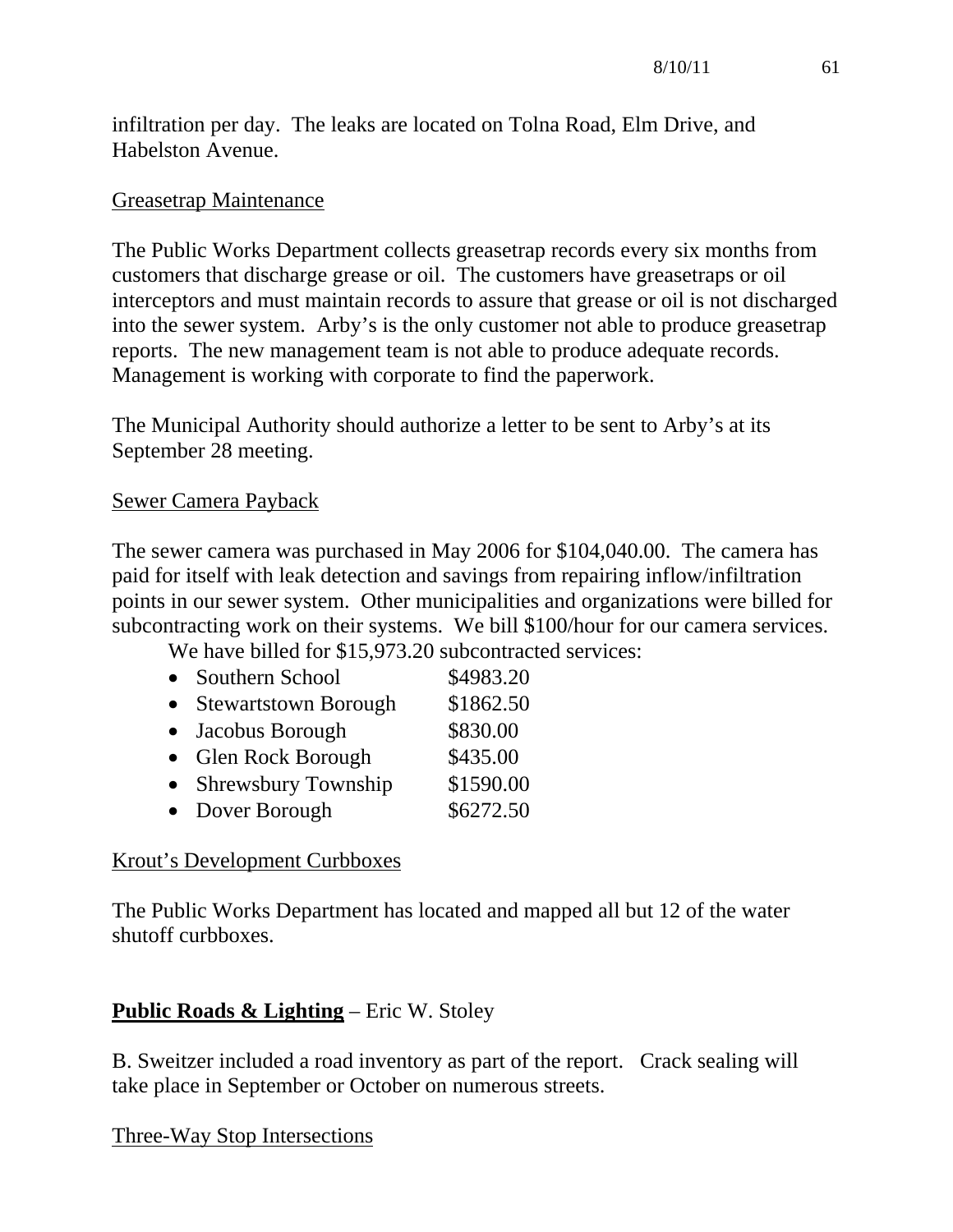infiltration per day. The leaks are located on Tolna Road, Elm Drive, and Habelston Avenue.

<u>Greasetrap Maintenance</u>

The Public Works Department collects greasetrap records every six months from customers that discharge grease or oil. The customers have greasetraps or oil interceptors and must maintain records to assure that grease or oil is not discharged into the sewer system. Arby's is the only customer not able to produce greasetrap reports. The new management team is not able to produce adequate records. Management is working with corporate to find the paperwork.

The Municipal Authority should authorize a letter to be sent to Arby's at its September 28 meeting.

<u>Sewer Camera Payback</u>

The sewer camera was purchased in May 2006 for $104,040.00. The camera has paid for itself with leak detection and savings from repairing inflow/infiltration points in our sewer system. Other municipalities and organizations were billed for subcontracting work on their systems. We bill $100/hour for our camera services.

We have billed for $15,973.20 subcontracted services:

- Southern School $4983.20
- Stewartstown Borough $1862.50
- Jacobus Borough $830.00
- Glen Rock Borough $435.00
- Shrewsbury Township $1590.00
- Dover Borough $6272.50

<u>Krout's Development Curbboxes</u>

The Public Works Department has located and mapped all but 12 of the water shutoff curbboxes.

**<u>Public Roads & Lighting</u>** – Eric W. Stoley

B. Sweitzer included a road inventory as part of the report. Crack sealing will take place in September or October on numerous streets.

<u>Three-Way Stop Intersections</u>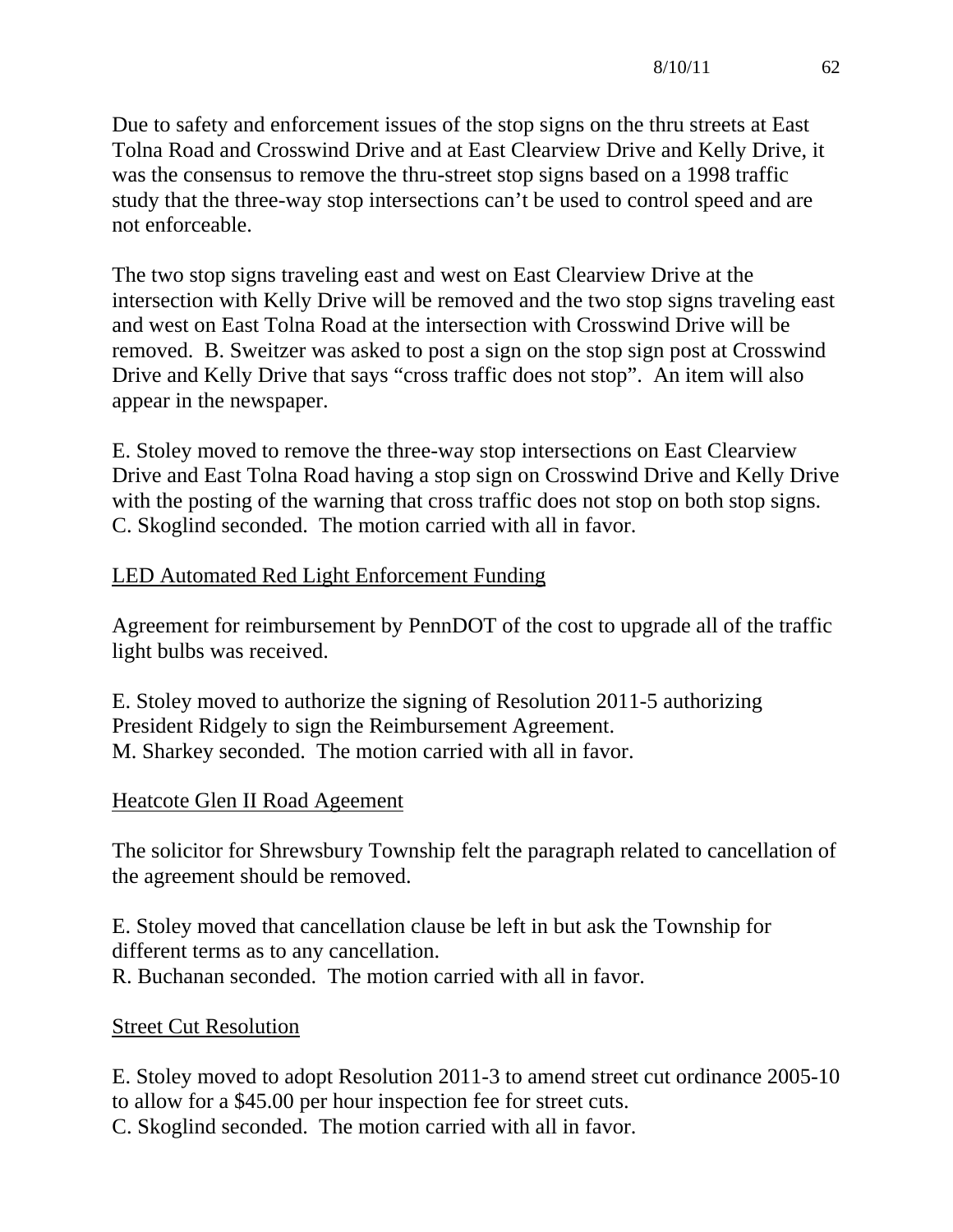Due to safety and enforcement issues of the stop signs on the thru streets at East Tolna Road and Crosswind Drive and at East Clearview Drive and Kelly Drive, it was the consensus to remove the thru-street stop signs based on a 1998 traffic study that the three-way stop intersections can't be used to control speed and are not enforceable.

The two stop signs traveling east and west on East Clearview Drive at the intersection with Kelly Drive will be removed and the two stop signs traveling east and west on East Tolna Road at the intersection with Crosswind Drive will be removed. B. Sweitzer was asked to post a sign on the stop sign post at Crosswind Drive and Kelly Drive that says "cross traffic does not stop". An item will also appear in the newspaper.

E. Stoley moved to remove the three-way stop intersections on East Clearview Drive and East Tolna Road having a stop sign on Crosswind Drive and Kelly Drive with the posting of the warning that cross traffic does not stop on both stop signs. C. Skoglind seconded. The motion carried with all in favor.

## LED Automated Red Light Enforcement Funding

Agreement for reimbursement by PennDOT of the cost to upgrade all of the traffic light bulbs was received.

E. Stoley moved to authorize the signing of Resolution 2011-5 authorizing President Ridgely to sign the Reimbursement Agreement.
M. Sharkey seconded. The motion carried with all in favor.

## Heatcote Glen II Road Ageement

The solicitor for Shrewsbury Township felt the paragraph related to cancellation of the agreement should be removed.

E. Stoley moved that cancellation clause be left in but ask the Township for different terms as to any cancellation.
R. Buchanan seconded. The motion carried with all in favor.

## Street Cut Resolution

E. Stoley moved to adopt Resolution 2011-3 to amend street cut ordinance 2005-10 to allow for a $45.00 per hour inspection fee for street cuts.
C. Skoglind seconded. The motion carried with all in favor.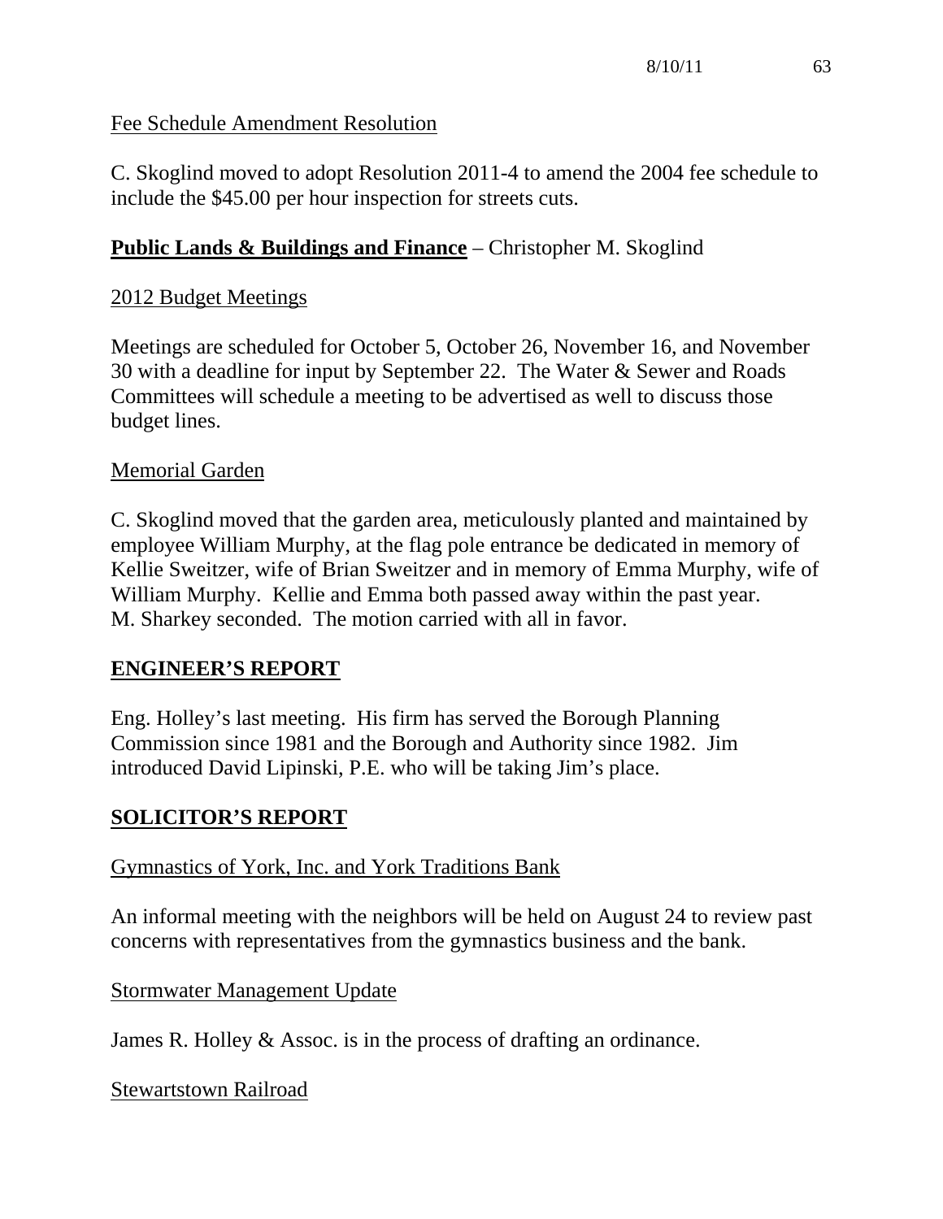Fee Schedule Amendment Resolution

C. Skoglind moved to adopt Resolution 2011-4 to amend the 2004 fee schedule to include the $45.00 per hour inspection for streets cuts.

**Public Lands & Buildings and Finance** – Christopher M. Skoglind

2012 Budget Meetings

Meetings are scheduled for October 5, October 26, November 16, and November 30 with a deadline for input by September 22. The Water & Sewer and Roads Committees will schedule a meeting to be advertised as well to discuss those budget lines.

Memorial Garden

C. Skoglind moved that the garden area, meticulously planted and maintained by employee William Murphy, at the flag pole entrance be dedicated in memory of Kellie Sweitzer, wife of Brian Sweitzer and in memory of Emma Murphy, wife of William Murphy. Kellie and Emma both passed away within the past year. M. Sharkey seconded. The motion carried with all in favor.

**ENGINEER'S REPORT**

Eng. Holley's last meeting. His firm has served the Borough Planning Commission since 1981 and the Borough and Authority since 1982. Jim introduced David Lipinski, P.E. who will be taking Jim's place.

**SOLICITOR'S REPORT**

Gymnastics of York, Inc. and York Traditions Bank

An informal meeting with the neighbors will be held on August 24 to review past concerns with representatives from the gymnastics business and the bank.

Stormwater Management Update

James R. Holley & Assoc. is in the process of drafting an ordinance.

Stewartstown Railroad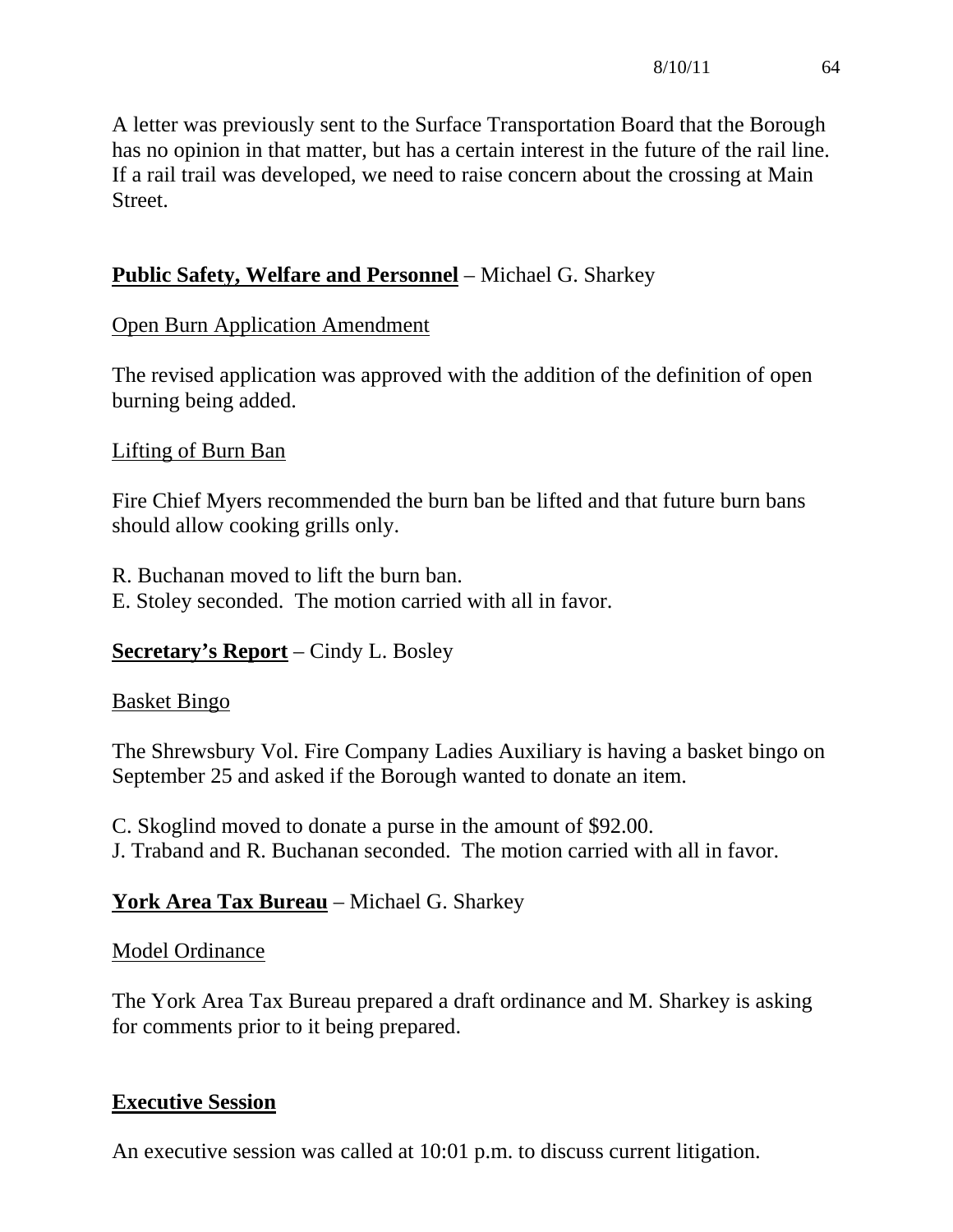A letter was previously sent to the Surface Transportation Board that the Borough has no opinion in that matter, but has a certain interest in the future of the rail line. If a rail trail was developed, we need to raise concern about the crossing at Main Street.

**Public Safety, Welfare and Personnel** – Michael G. Sharkey

Open Burn Application Amendment

The revised application was approved with the addition of the definition of open burning being added.

Lifting of Burn Ban

Fire Chief Myers recommended the burn ban be lifted and that future burn bans should allow cooking grills only.

R. Buchanan moved to lift the burn ban.
E. Stoley seconded. The motion carried with all in favor.

**Secretary's Report** – Cindy L. Bosley

Basket Bingo

The Shrewsbury Vol. Fire Company Ladies Auxiliary is having a basket bingo on September 25 and asked if the Borough wanted to donate an item.

C. Skoglind moved to donate a purse in the amount of $92.00.
J. Traband and R. Buchanan seconded. The motion carried with all in favor.

**York Area Tax Bureau** – Michael G. Sharkey

Model Ordinance

The York Area Tax Bureau prepared a draft ordinance and M. Sharkey is asking for comments prior to it being prepared.

**Executive Session**

An executive session was called at 10:01 p.m. to discuss current litigation.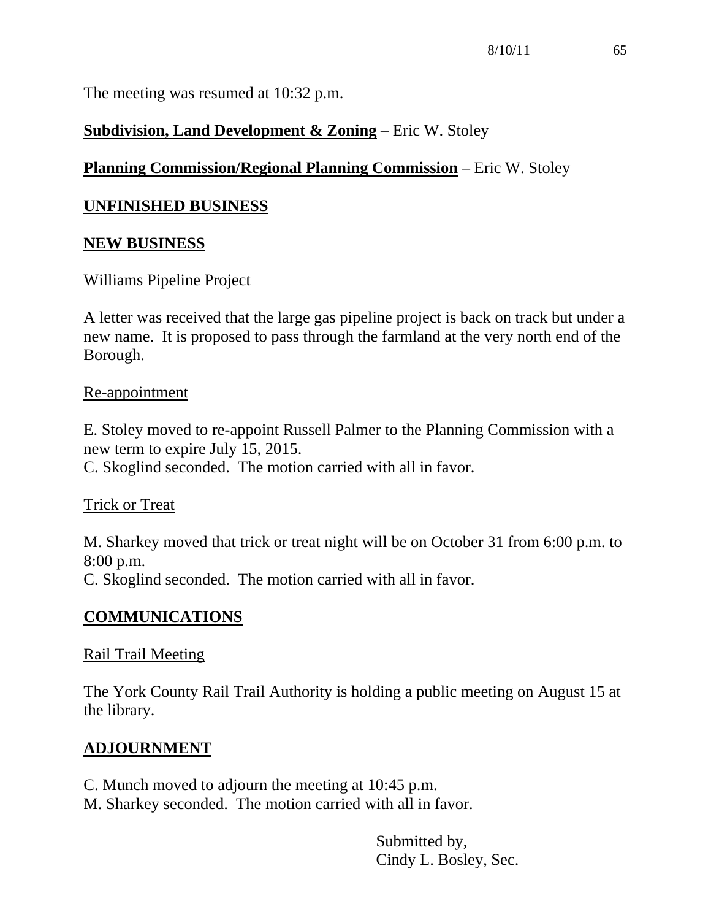The meeting was resumed at 10:32 p.m.

**Subdivision, Land Development & Zoning** – Eric W. Stoley

**Planning Commission/Regional Planning Commission** – Eric W. Stoley

## UNFINISHED BUSINESS

## NEW BUSINESS

Williams Pipeline Project

A letter was received that the large gas pipeline project is back on track but under a new name. It is proposed to pass through the farmland at the very north end of the Borough.

Re-appointment

E. Stoley moved to re-appoint Russell Palmer to the Planning Commission with a new term to expire July 15, 2015.
C. Skoglind seconded. The motion carried with all in favor.

Trick or Treat

M. Sharkey moved that trick or treat night will be on October 31 from 6:00 p.m. to 8:00 p.m.
C. Skoglind seconded. The motion carried with all in favor.

## COMMUNICATIONS

Rail Trail Meeting

The York County Rail Trail Authority is holding a public meeting on August 15 at the library.

## ADJOURNMENT

C. Munch moved to adjourn the meeting at 10:45 p.m.
M. Sharkey seconded. The motion carried with all in favor.

Submitted by,
Cindy L. Bosley, Sec.